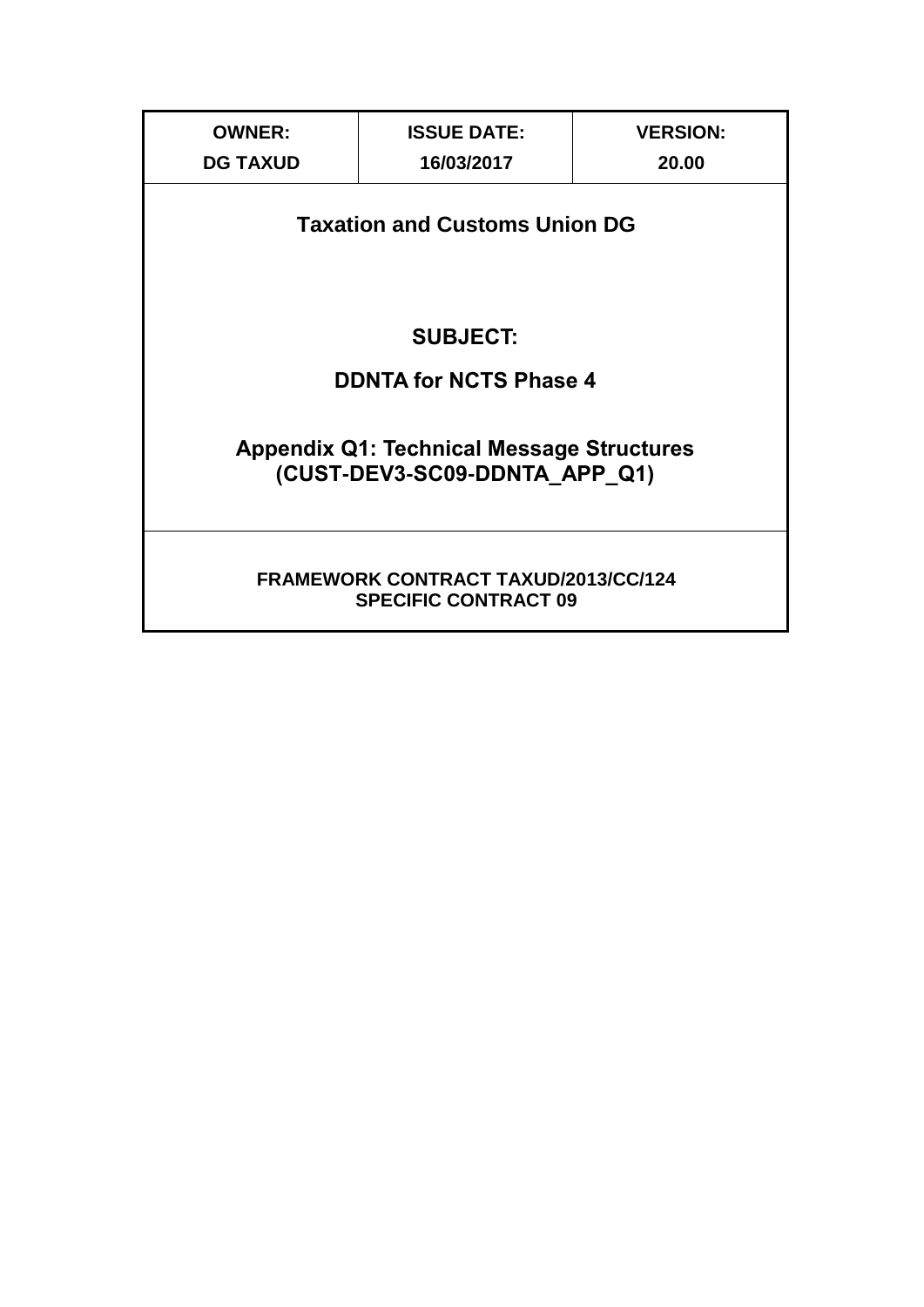| OWNER: | ISSUE DATE: | VERSION: |
| --- | --- | --- |
| DG TAXUD | 16/03/2017 | 20.00 |

**Taxation and Customs Union DG**

**SUBJECT:**

**DDNTA for NCTS Phase 4**

**Appendix Q1: Technical Message Structures (CUST-DEV3-SC09-DDNTA_APP_Q1)**

**FRAMEWORK CONTRACT TAXUD/2013/CC/124**
**SPECIFIC CONTRACT 09**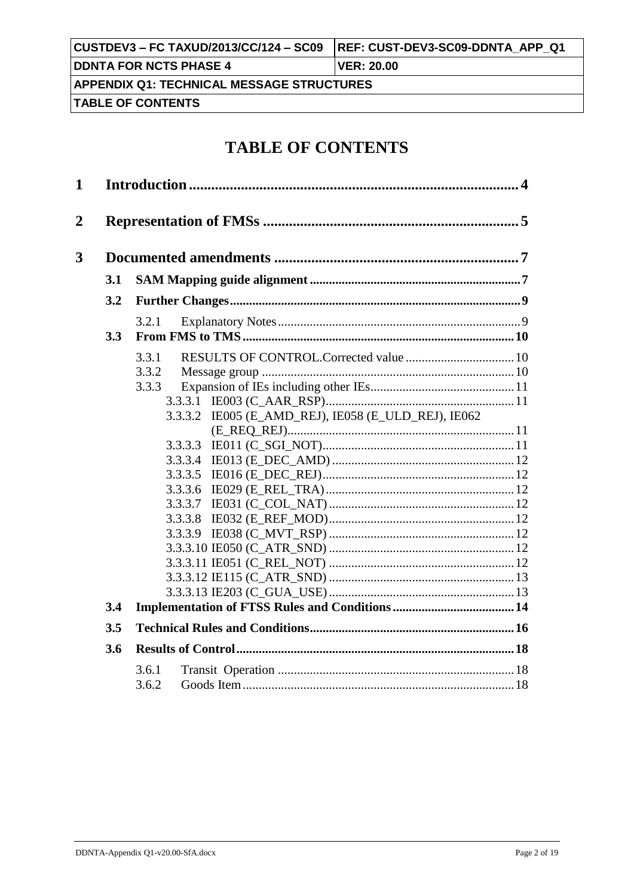# TABLE OF CONTENTS

1 Introduction .......... 4

2 Representation of FMSs .......... 5

3 Documented amendments .......... 7

- 3.1 SAM Mapping guide alignment .......... 7
- 3.2 Further Changes .......... 9
  - 3.2.1 Explanatory Notes .......... 9
- 3.3 From FMS to TMS .......... 10
  - 3.3.1 RESULTS OF CONTROL.Corrected value .......... 10
  - 3.3.2 Message group .......... 10
  - 3.3.3 Expansion of IEs including other IEs .......... 11
    - 3.3.3.1 IE003 (C_AAR_RSP) .......... 11
    - 3.3.3.2 IE005 (E_AMD_REJ), IE058 (E_ULD_REJ), IE062 (E_REQ_REJ) .......... 11
    - 3.3.3.3 IE011 (C_SGI_NOT) .......... 11
    - 3.3.3.4 IE013 (E_DEC_AMD) .......... 12
    - 3.3.3.5 IE016 (E_DEC_REJ) .......... 12
    - 3.3.3.6 IE029 (E_REL_TRA) .......... 12
    - 3.3.3.7 IE031 (C_COL_NAT) .......... 12
    - 3.3.3.8 IE032 (E_REF_MOD) .......... 12
    - 3.3.3.9 IE038 (C_MVT_RSP) .......... 12
    - 3.3.3.10 IE050 (C_ATR_SND) .......... 12
    - 3.3.3.11 IE051 (C_REL_NOT) .......... 12
    - 3.3.3.12 IE115 (C_ATR_SND) .......... 13
    - 3.3.3.13 IE203 (C_GUA_USE) .......... 13
- 3.4 Implementation of FTSS Rules and Conditions .......... 14
- 3.5 Technical Rules and Conditions .......... 16
- 3.6 Results of Control .......... 18
  - 3.6.1 Transit Operation .......... 18
  - 3.6.2 Goods Item .......... 18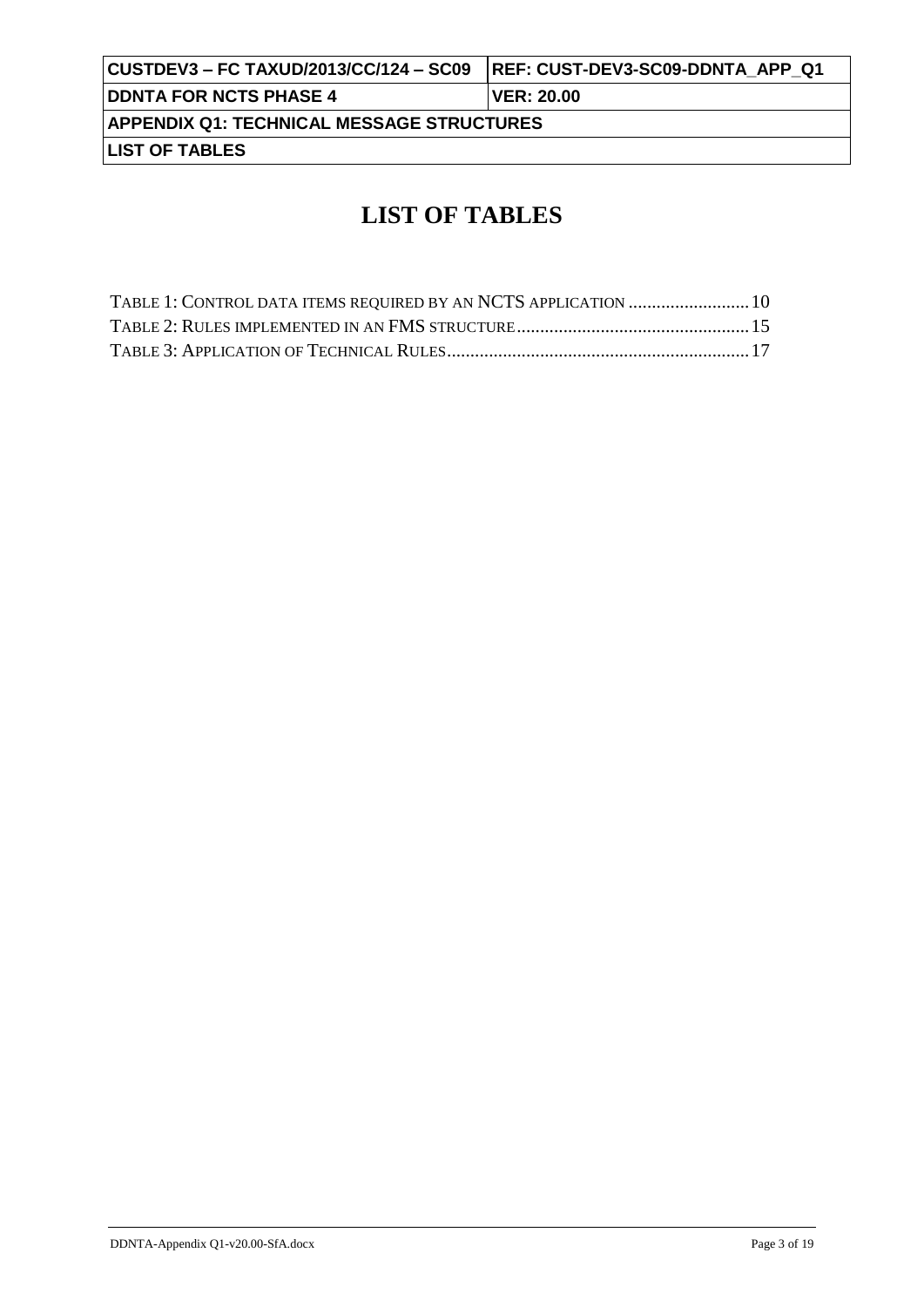# LIST OF TABLES

TABLE 1: CONTROL DATA ITEMS REQUIRED BY AN NCTS APPLICATION .......................... 10
TABLE 2: RULES IMPLEMENTED IN AN FMS STRUCTURE.................................................. 15
TABLE 3: APPLICATION OF TECHNICAL RULES................................................................. 17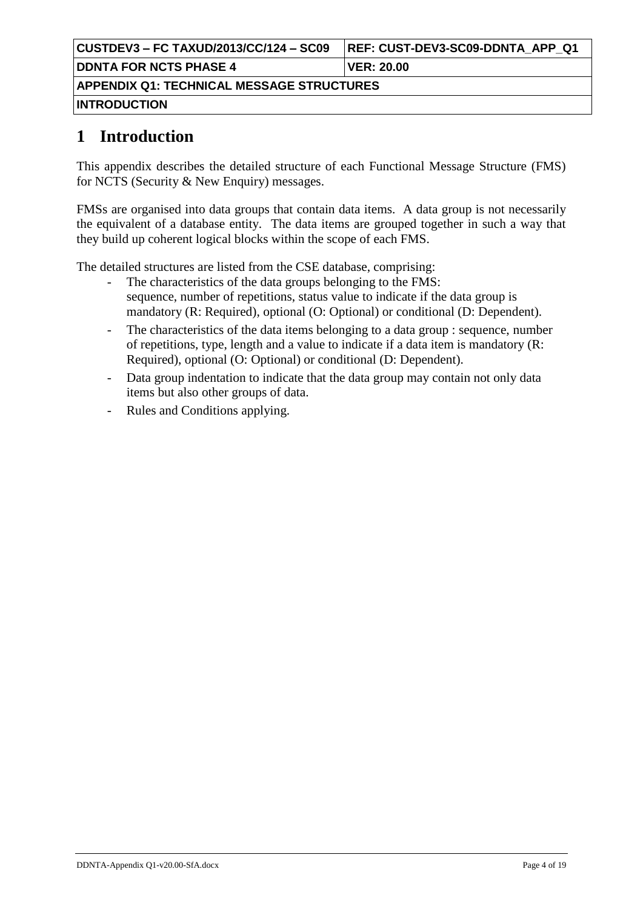# 1 Introduction

This appendix describes the detailed structure of each Functional Message Structure (FMS) for NCTS (Security & New Enquiry) messages.

FMSs are organised into data groups that contain data items. A data group is not necessarily the equivalent of a database entity. The data items are grouped together in such a way that they build up coherent logical blocks within the scope of each FMS.

The detailed structures are listed from the CSE database, comprising:

- The characteristics of the data groups belonging to the FMS:
  sequence, number of repetitions, status value to indicate if the data group is mandatory (R: Required), optional (O: Optional) or conditional (D: Dependent).
- The characteristics of the data items belonging to a data group : sequence, number of repetitions, type, length and a value to indicate if a data item is mandatory (R: Required), optional (O: Optional) or conditional (D: Dependent).
- Data group indentation to indicate that the data group may contain not only data items but also other groups of data.
- Rules and Conditions applying.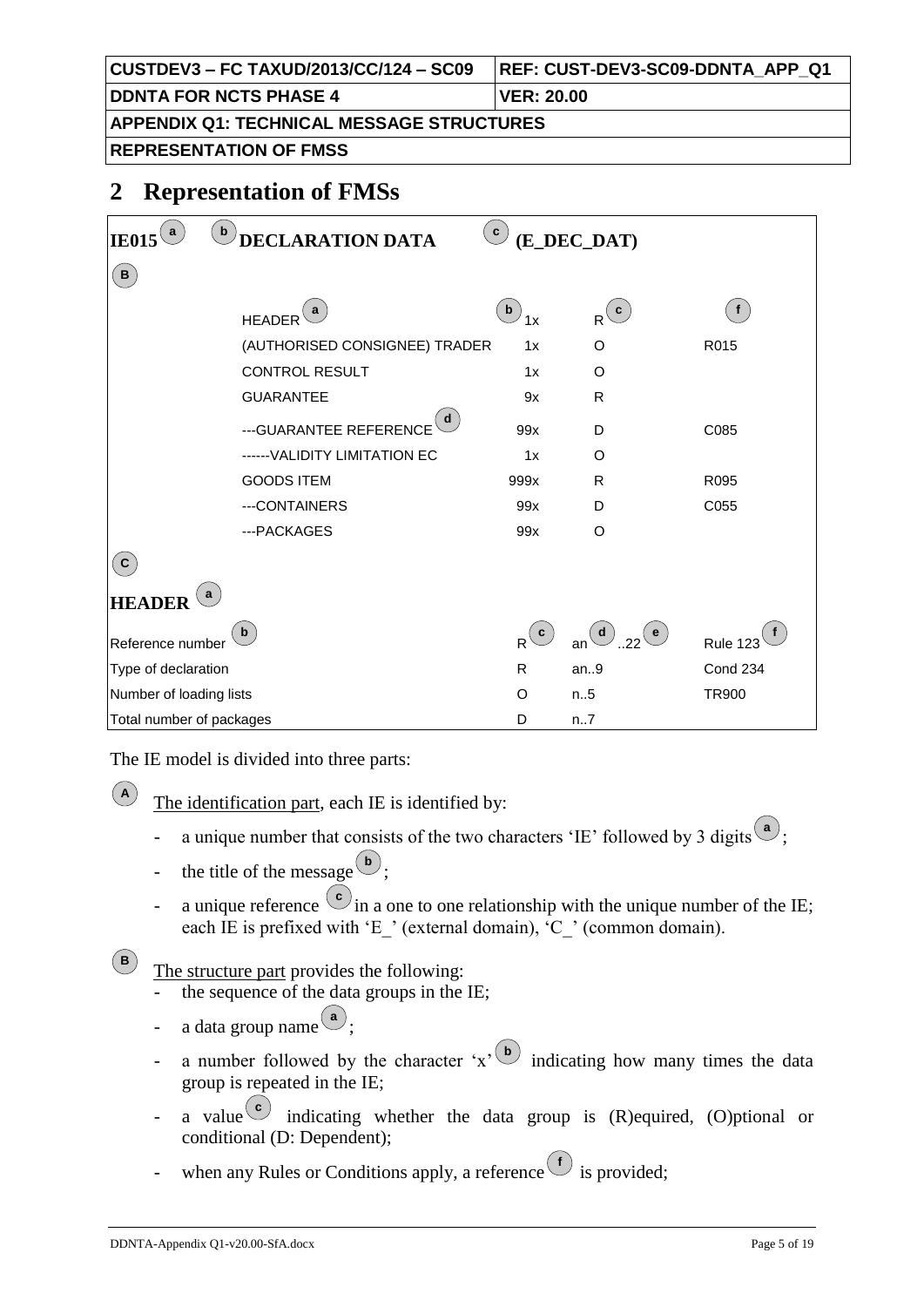# 2 Representation of FMSs

**IE015** (a) (b) **DECLARATION DATA** (c) **(E_DEC_DAT)**

(B)

| | | | |
|---|---|---|---|
| HEADER (a) | (b) 1x | R (c) | (f) |
| (AUTHORISED CONSIGNEE) TRADER | 1x | O | R015 |
| CONTROL RESULT | 1x | O | |
| GUARANTEE | 9x | R | |
| ---GUARANTEE REFERENCE (d) | 99x | D | C085 |
| ------VALIDITY LIMITATION EC | 1x | O | |
| GOODS ITEM | 999x | R | R095 |
| ---CONTAINERS | 99x | D | C055 |
| ---PACKAGES | 99x | O | |

(C)

**HEADER** (a)

| | | | |
|---|---|---|---|
| Reference number (b) | R (c) | an (d) ..22 (e) | Rule 123 (f) |
| Type of declaration | R | an..9 | Cond 234 |
| Number of loading lists | O | n..5 | TR900 |
| Total number of packages | D | n..7 | |

The IE model is divided into three parts:

(A) The identification part, each IE is identified by:

- a unique number that consists of the two characters 'IE' followed by 3 digits (a);
- the title of the message (b);
- a unique reference (c) in a one to one relationship with the unique number of the IE; each IE is prefixed with 'E_' (external domain), 'C_' (common domain).

(B) The structure part provides the following:

- the sequence of the data groups in the IE;
- a data group name (a);
- a number followed by the character 'x' (b) indicating how many times the data group is repeated in the IE;
- a value (c) indicating whether the data group is (R)equired, (O)ptional or conditional (D: Dependent);
- when any Rules or Conditions apply, a reference (f) is provided;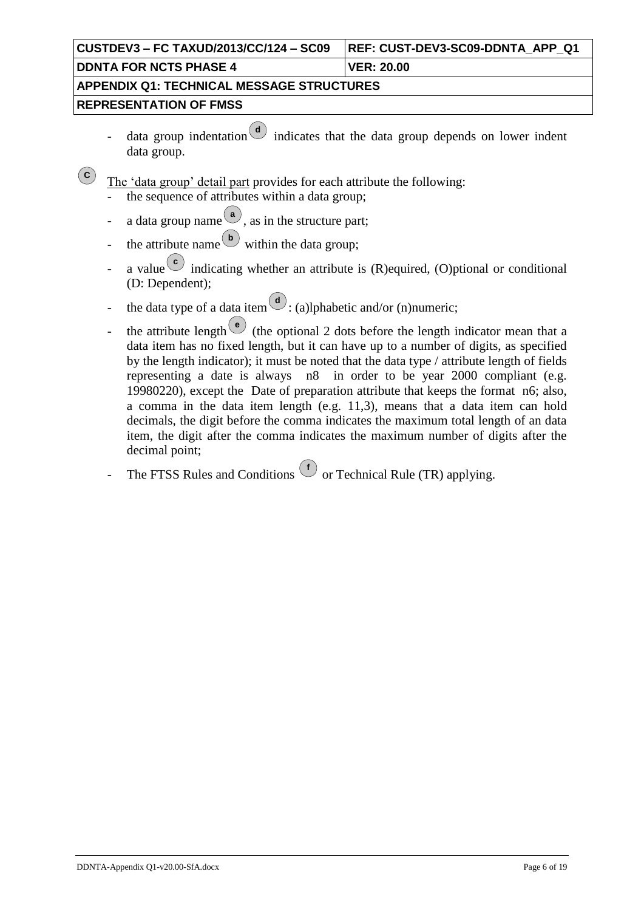- data group indentation (d) indicates that the data group depends on lower indent data group.

(C) The 'data group' detail part provides for each attribute the following:

- the sequence of attributes within a data group;
- a data group name (a), as in the structure part;
- the attribute name (b) within the data group;
- a value (c) indicating whether an attribute is (R)equired, (O)ptional or conditional (D: Dependent);
- the data type of a data item (d): (a)lphabetic and/or (n)numeric;
- the attribute length (e) (the optional 2 dots before the length indicator mean that a data item has no fixed length, but it can have up to a number of digits, as specified by the length indicator); it must be noted that the data type / attribute length of fields representing a date is always n8 in order to be year 2000 compliant (e.g. 19980220), except the Date of preparation attribute that keeps the format n6; also, a comma in the data item length (e.g. 11,3), means that a data item can hold decimals, the digit before the comma indicates the maximum total length of an data item, the digit after the comma indicates the maximum number of digits after the decimal point;
- The FTSS Rules and Conditions (f) or Technical Rule (TR) applying.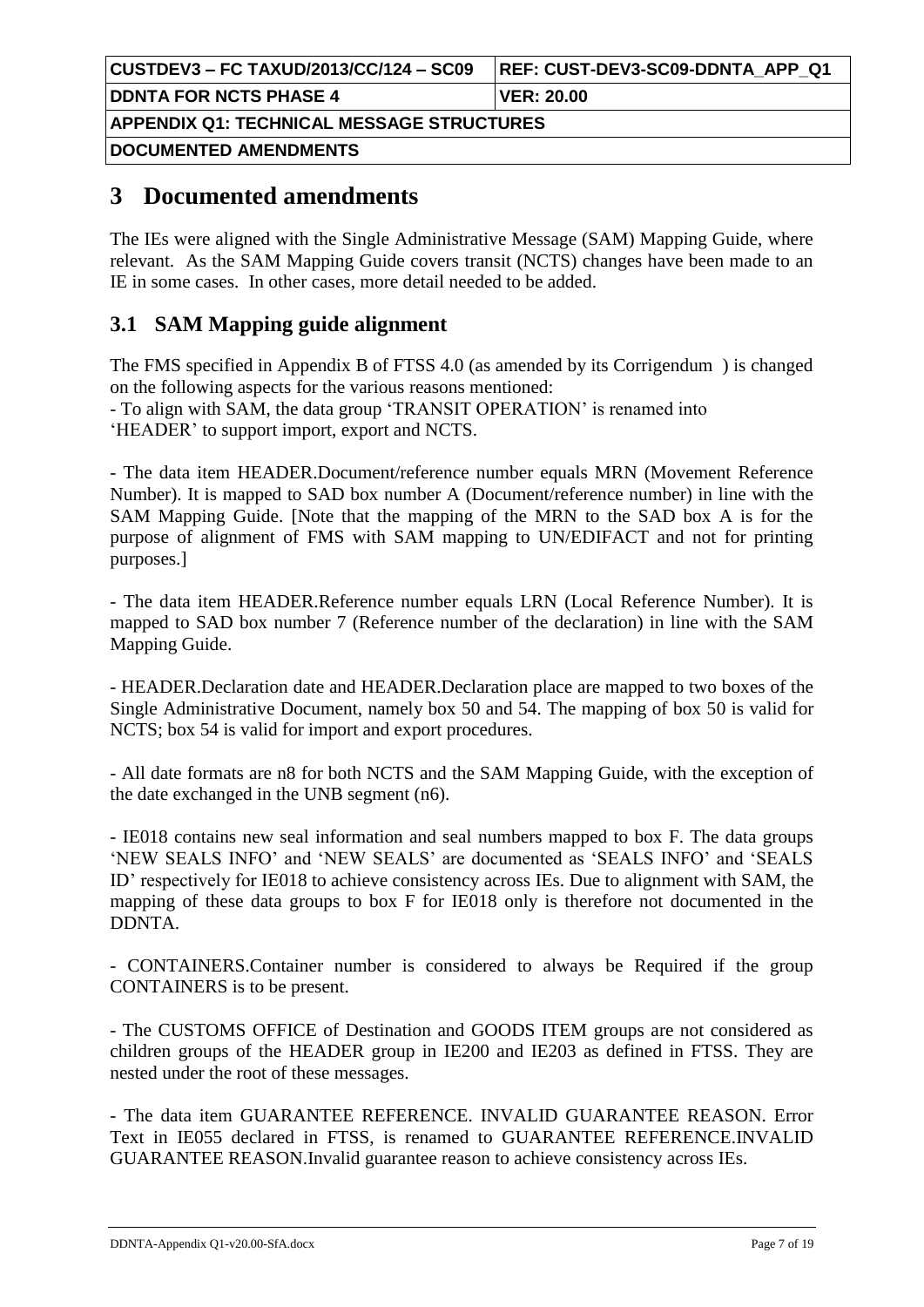# 3 Documented amendments

The IEs were aligned with the Single Administrative Message (SAM) Mapping Guide, where relevant. As the SAM Mapping Guide covers transit (NCTS) changes have been made to an IE in some cases. In other cases, more detail needed to be added.

## 3.1 SAM Mapping guide alignment

The FMS specified in Appendix B of FTSS 4.0 (as amended by its Corrigendum ) is changed on the following aspects for the various reasons mentioned:

- To align with SAM, the data group 'TRANSIT OPERATION' is renamed into 'HEADER' to support import, export and NCTS.

- The data item HEADER.Document/reference number equals MRN (Movement Reference Number). It is mapped to SAD box number A (Document/reference number) in line with the SAM Mapping Guide. [Note that the mapping of the MRN to the SAD box A is for the purpose of alignment of FMS with SAM mapping to UN/EDIFACT and not for printing purposes.]

- The data item HEADER.Reference number equals LRN (Local Reference Number). It is mapped to SAD box number 7 (Reference number of the declaration) in line with the SAM Mapping Guide.

- HEADER.Declaration date and HEADER.Declaration place are mapped to two boxes of the Single Administrative Document, namely box 50 and 54. The mapping of box 50 is valid for NCTS; box 54 is valid for import and export procedures.

- All date formats are n8 for both NCTS and the SAM Mapping Guide, with the exception of the date exchanged in the UNB segment (n6).

- IE018 contains new seal information and seal numbers mapped to box F. The data groups 'NEW SEALS INFO' and 'NEW SEALS' are documented as 'SEALS INFO' and 'SEALS ID' respectively for IE018 to achieve consistency across IEs. Due to alignment with SAM, the mapping of these data groups to box F for IE018 only is therefore not documented in the DDNTA.

- CONTAINERS.Container number is considered to always be Required if the group CONTAINERS is to be present.

- The CUSTOMS OFFICE of Destination and GOODS ITEM groups are not considered as children groups of the HEADER group in IE200 and IE203 as defined in FTSS. They are nested under the root of these messages.

- The data item GUARANTEE REFERENCE. INVALID GUARANTEE REASON. Error Text in IE055 declared in FTSS, is renamed to GUARANTEE REFERENCE.INVALID GUARANTEE REASON.Invalid guarantee reason to achieve consistency across IEs.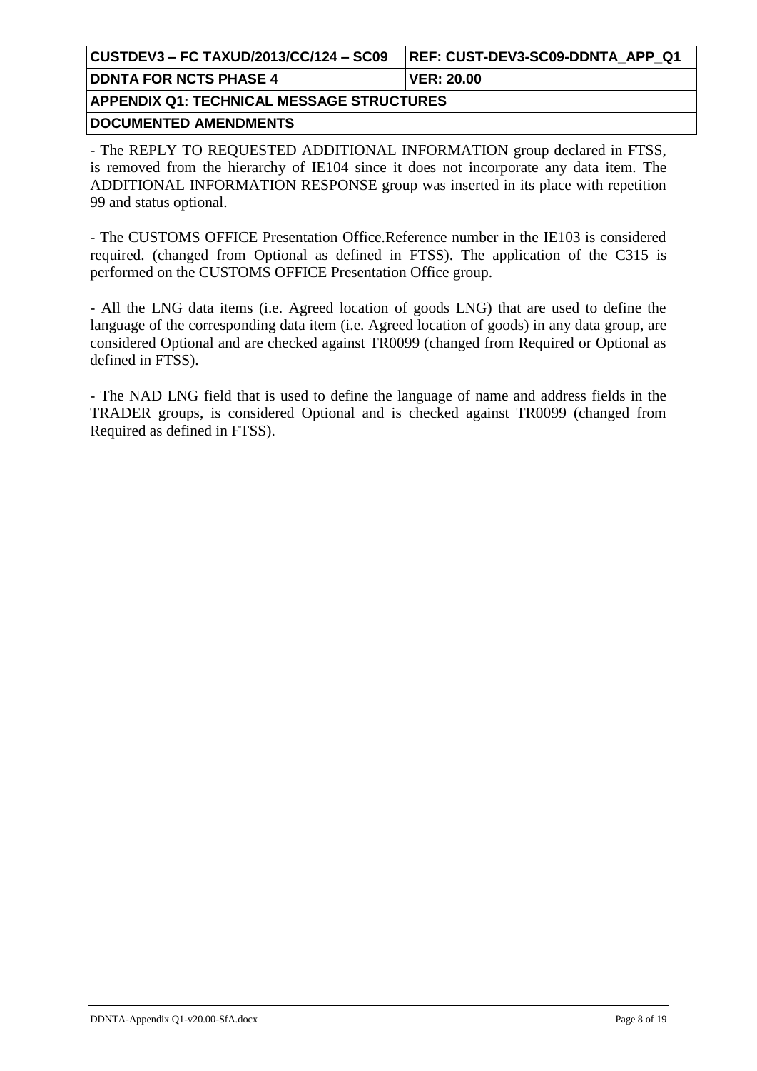- The REPLY TO REQUESTED ADDITIONAL INFORMATION group declared in FTSS, is removed from the hierarchy of IE104 since it does not incorporate any data item. The ADDITIONAL INFORMATION RESPONSE group was inserted in its place with repetition 99 and status optional.

- The CUSTOMS OFFICE Presentation Office.Reference number in the IE103 is considered required. (changed from Optional as defined in FTSS). The application of the C315 is performed on the CUSTOMS OFFICE Presentation Office group.

- All the LNG data items (i.e. Agreed location of goods LNG) that are used to define the language of the corresponding data item (i.e. Agreed location of goods) in any data group, are considered Optional and are checked against TR0099 (changed from Required or Optional as defined in FTSS).

- The NAD LNG field that is used to define the language of name and address fields in the TRADER groups, is considered Optional and is checked against TR0099 (changed from Required as defined in FTSS).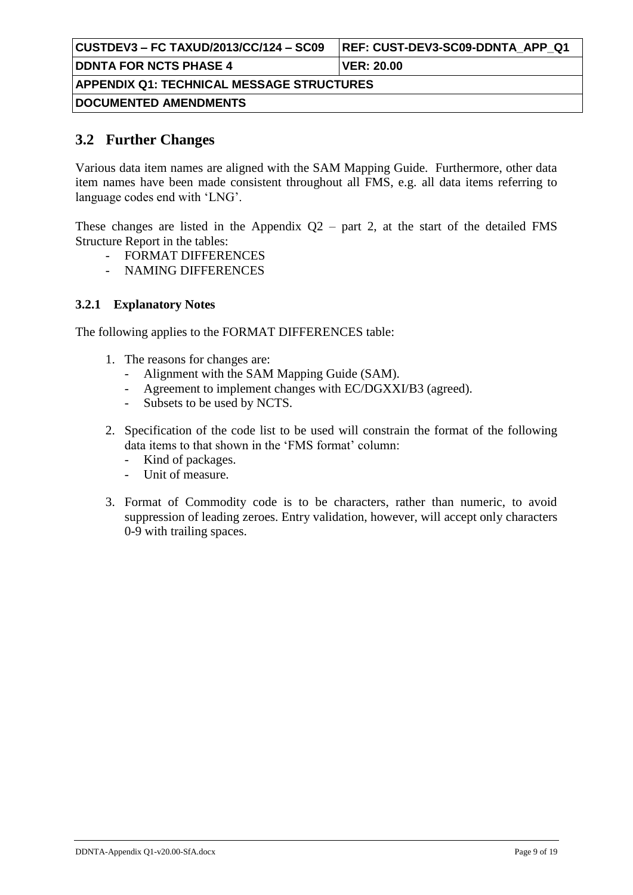## 3.2 Further Changes

Various data item names are aligned with the SAM Mapping Guide. Furthermore, other data item names have been made consistent throughout all FMS, e.g. all data items referring to language codes end with 'LNG'.

These changes are listed in the Appendix Q2 – part 2, at the start of the detailed FMS Structure Report in the tables:

- FORMAT DIFFERENCES
- NAMING DIFFERENCES

### 3.2.1 Explanatory Notes

The following applies to the FORMAT DIFFERENCES table:

1. The reasons for changes are:
   - Alignment with the SAM Mapping Guide (SAM).
   - Agreement to implement changes with EC/DGXXI/B3 (agreed).
   - Subsets to be used by NCTS.
2. Specification of the code list to be used will constrain the format of the following data items to that shown in the 'FMS format' column:
   - Kind of packages.
   - Unit of measure.
3. Format of Commodity code is to be characters, rather than numeric, to avoid suppression of leading zeroes. Entry validation, however, will accept only characters 0-9 with trailing spaces.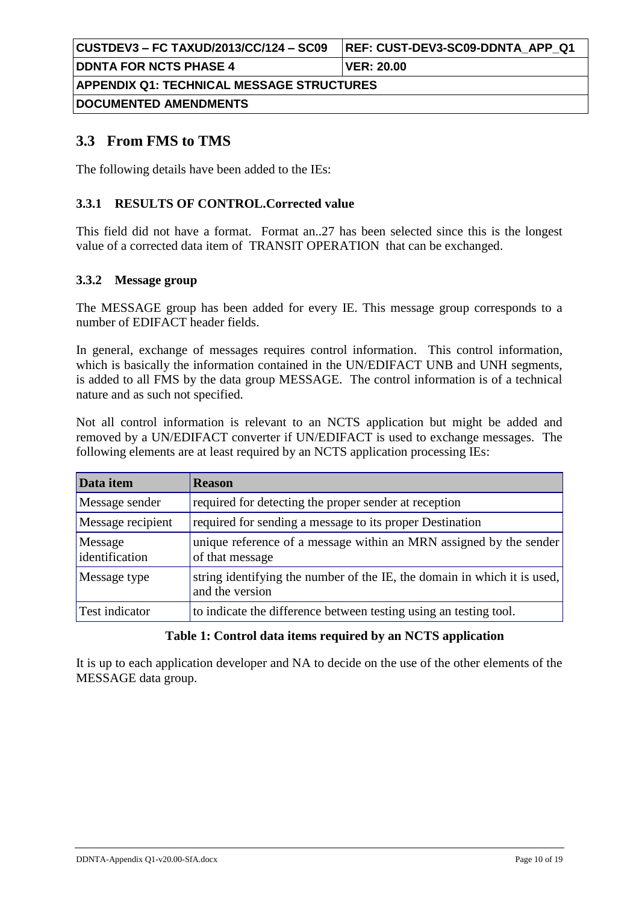## 3.3 From FMS to TMS

The following details have been added to the IEs:

### 3.3.1 RESULTS OF CONTROL.Corrected value

This field did not have a format. Format an..27 has been selected since this is the longest value of a corrected data item of TRANSIT OPERATION that can be exchanged.

### 3.3.2 Message group

The MESSAGE group has been added for every IE. This message group corresponds to a number of EDIFACT header fields.

In general, exchange of messages requires control information. This control information, which is basically the information contained in the UN/EDIFACT UNB and UNH segments, is added to all FMS by the data group MESSAGE. The control information is of a technical nature and as such not specified.

Not all control information is relevant to an NCTS application but might be added and removed by a UN/EDIFACT converter if UN/EDIFACT is used to exchange messages. The following elements are at least required by an NCTS application processing IEs:

| Data item | Reason |
|---|---|
| Message sender | required for detecting the proper sender at reception |
| Message recipient | required for sending a message to its proper Destination |
| Message identification | unique reference of a message within an MRN assigned by the sender of that message |
| Message type | string identifying the number of the IE, the domain in which it is used, and the version |
| Test indicator | to indicate the difference between testing using an testing tool. |

**Table 1: Control data items required by an NCTS application**

It is up to each application developer and NA to decide on the use of the other elements of the MESSAGE data group.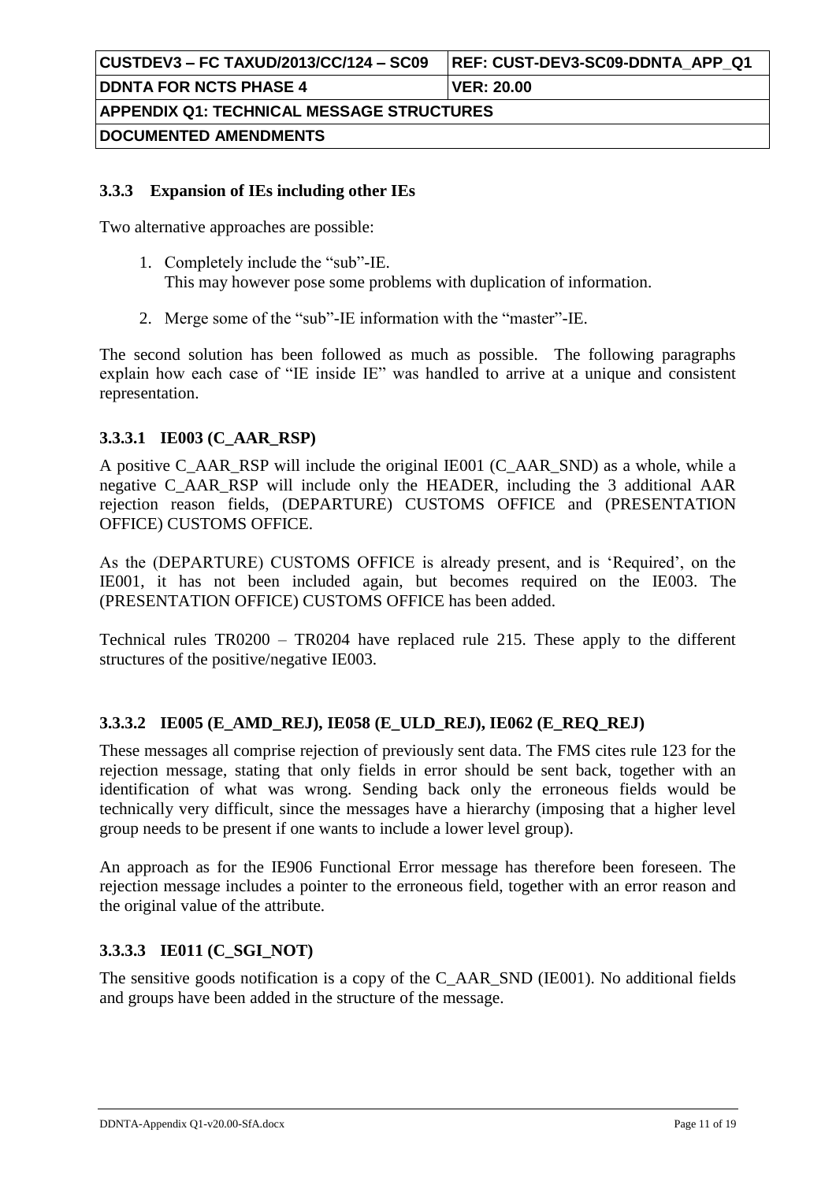### 3.3.3 Expansion of IEs including other IEs

Two alternative approaches are possible:

1. Completely include the "sub"-IE.
   This may however pose some problems with duplication of information.

2. Merge some of the "sub"-IE information with the "master"-IE.

The second solution has been followed as much as possible. The following paragraphs explain how each case of "IE inside IE" was handled to arrive at a unique and consistent representation.

#### 3.3.3.1 IE003 (C_AAR_RSP)

A positive C_AAR_RSP will include the original IE001 (C_AAR_SND) as a whole, while a negative C_AAR_RSP will include only the HEADER, including the 3 additional AAR rejection reason fields, (DEPARTURE) CUSTOMS OFFICE and (PRESENTATION OFFICE) CUSTOMS OFFICE.

As the (DEPARTURE) CUSTOMS OFFICE is already present, and is 'Required', on the IE001, it has not been included again, but becomes required on the IE003. The (PRESENTATION OFFICE) CUSTOMS OFFICE has been added.

Technical rules TR0200 – TR0204 have replaced rule 215. These apply to the different structures of the positive/negative IE003.

#### 3.3.3.2 IE005 (E_AMD_REJ), IE058 (E_ULD_REJ), IE062 (E_REQ_REJ)

These messages all comprise rejection of previously sent data. The FMS cites rule 123 for the rejection message, stating that only fields in error should be sent back, together with an identification of what was wrong. Sending back only the erroneous fields would be technically very difficult, since the messages have a hierarchy (imposing that a higher level group needs to be present if one wants to include a lower level group).

An approach as for the IE906 Functional Error message has therefore been foreseen. The rejection message includes a pointer to the erroneous field, together with an error reason and the original value of the attribute.

#### 3.3.3.3 IE011 (C_SGI_NOT)

The sensitive goods notification is a copy of the C_AAR_SND (IE001). No additional fields and groups have been added in the structure of the message.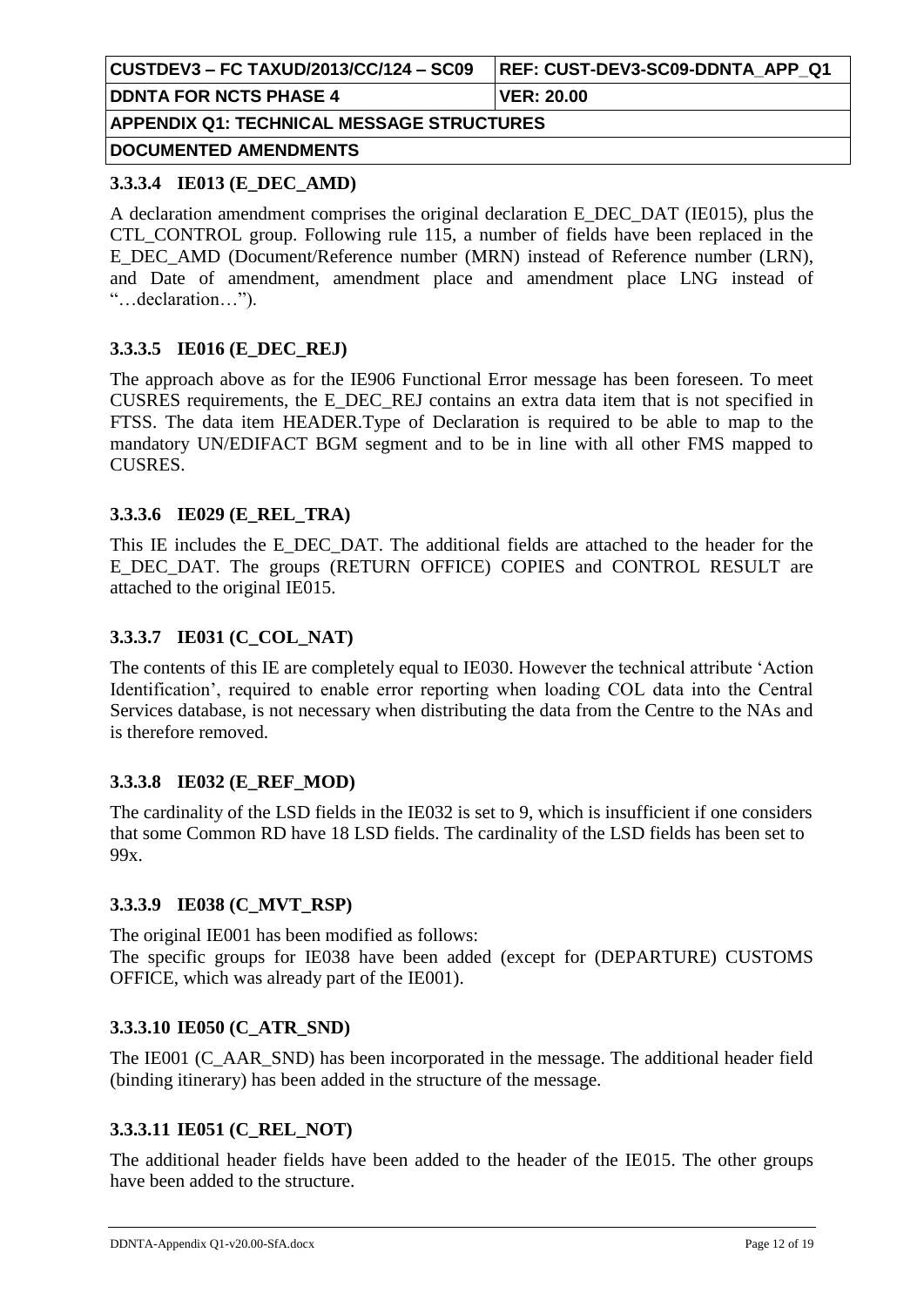### 3.3.3.4 IE013 (E_DEC_AMD)

A declaration amendment comprises the original declaration E_DEC_DAT (IE015), plus the CTL_CONTROL group. Following rule 115, a number of fields have been replaced in the E_DEC_AMD (Document/Reference number (MRN) instead of Reference number (LRN), and Date of amendment, amendment place and amendment place LNG instead of "…declaration…").

### 3.3.3.5 IE016 (E_DEC_REJ)

The approach above as for the IE906 Functional Error message has been foreseen. To meet CUSRES requirements, the E_DEC_REJ contains an extra data item that is not specified in FTSS. The data item HEADER.Type of Declaration is required to be able to map to the mandatory UN/EDIFACT BGM segment and to be in line with all other FMS mapped to CUSRES.

### 3.3.3.6 IE029 (E_REL_TRA)

This IE includes the E_DEC_DAT. The additional fields are attached to the header for the E_DEC_DAT. The groups (RETURN OFFICE) COPIES and CONTROL RESULT are attached to the original IE015.

### 3.3.3.7 IE031 (C_COL_NAT)

The contents of this IE are completely equal to IE030. However the technical attribute 'Action Identification', required to enable error reporting when loading COL data into the Central Services database, is not necessary when distributing the data from the Centre to the NAs and is therefore removed.

### 3.3.3.8 IE032 (E_REF_MOD)

The cardinality of the LSD fields in the IE032 is set to 9, which is insufficient if one considers that some Common RD have 18 LSD fields. The cardinality of the LSD fields has been set to 99x.

### 3.3.3.9 IE038 (C_MVT_RSP)

The original IE001 has been modified as follows:
The specific groups for IE038 have been added (except for (DEPARTURE) CUSTOMS OFFICE, which was already part of the IE001).

### 3.3.3.10 IE050 (C_ATR_SND)

The IE001 (C_AAR_SND) has been incorporated in the message. The additional header field (binding itinerary) has been added in the structure of the message.

### 3.3.3.11 IE051 (C_REL_NOT)

The additional header fields have been added to the header of the IE015. The other groups have been added to the structure.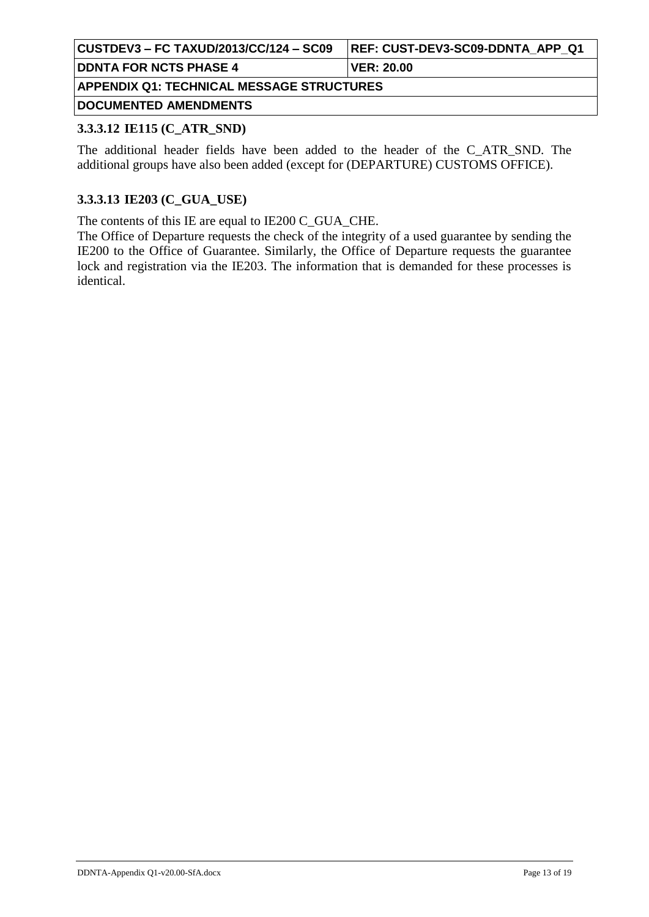### 3.3.3.12 IE115 (C_ATR_SND)

The additional header fields have been added to the header of the C_ATR_SND. The additional groups have also been added (except for (DEPARTURE) CUSTOMS OFFICE).

### 3.3.3.13 IE203 (C_GUA_USE)

The contents of this IE are equal to IE200 C_GUA_CHE.

The Office of Departure requests the check of the integrity of a used guarantee by sending the IE200 to the Office of Guarantee. Similarly, the Office of Departure requests the guarantee lock and registration via the IE203. The information that is demanded for these processes is identical.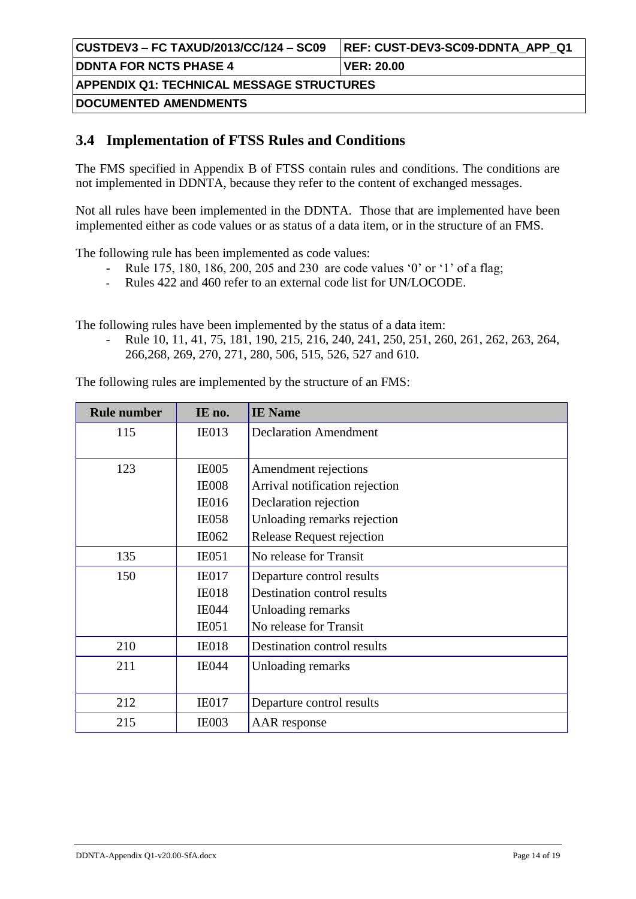## 3.4 Implementation of FTSS Rules and Conditions

The FMS specified in Appendix B of FTSS contain rules and conditions. The conditions are not implemented in DDNTA, because they refer to the content of exchanged messages.

Not all rules have been implemented in the DDNTA. Those that are implemented have been implemented either as code values or as status of a data item, or in the structure of an FMS.

The following rule has been implemented as code values:

- Rule 175, 180, 186, 200, 205 and 230 are code values '0' or '1' of a flag;
- Rules 422 and 460 refer to an external code list for UN/LOCODE.

The following rules have been implemented by the status of a data item:

- Rule 10, 11, 41, 75, 181, 190, 215, 216, 240, 241, 250, 251, 260, 261, 262, 263, 264, 266,268, 269, 270, 271, 280, 506, 515, 526, 527 and 610.

The following rules are implemented by the structure of an FMS:

| Rule number | IE no. | IE Name |
|---|---|---|
| 115 | IE013 | Declaration Amendment |
| 123 | IE005<br>IE008<br>IE016<br>IE058<br>IE062 | Amendment rejections<br>Arrival notification rejection<br>Declaration rejection<br>Unloading remarks rejection<br>Release Request rejection |
| 135 | IE051 | No release for Transit |
| 150 | IE017<br>IE018<br>IE044<br>IE051 | Departure control results<br>Destination control results<br>Unloading remarks<br>No release for Transit |
| 210 | IE018 | Destination control results |
| 211 | IE044 | Unloading remarks |
| 212 | IE017 | Departure control results |
| 215 | IE003 | AAR response |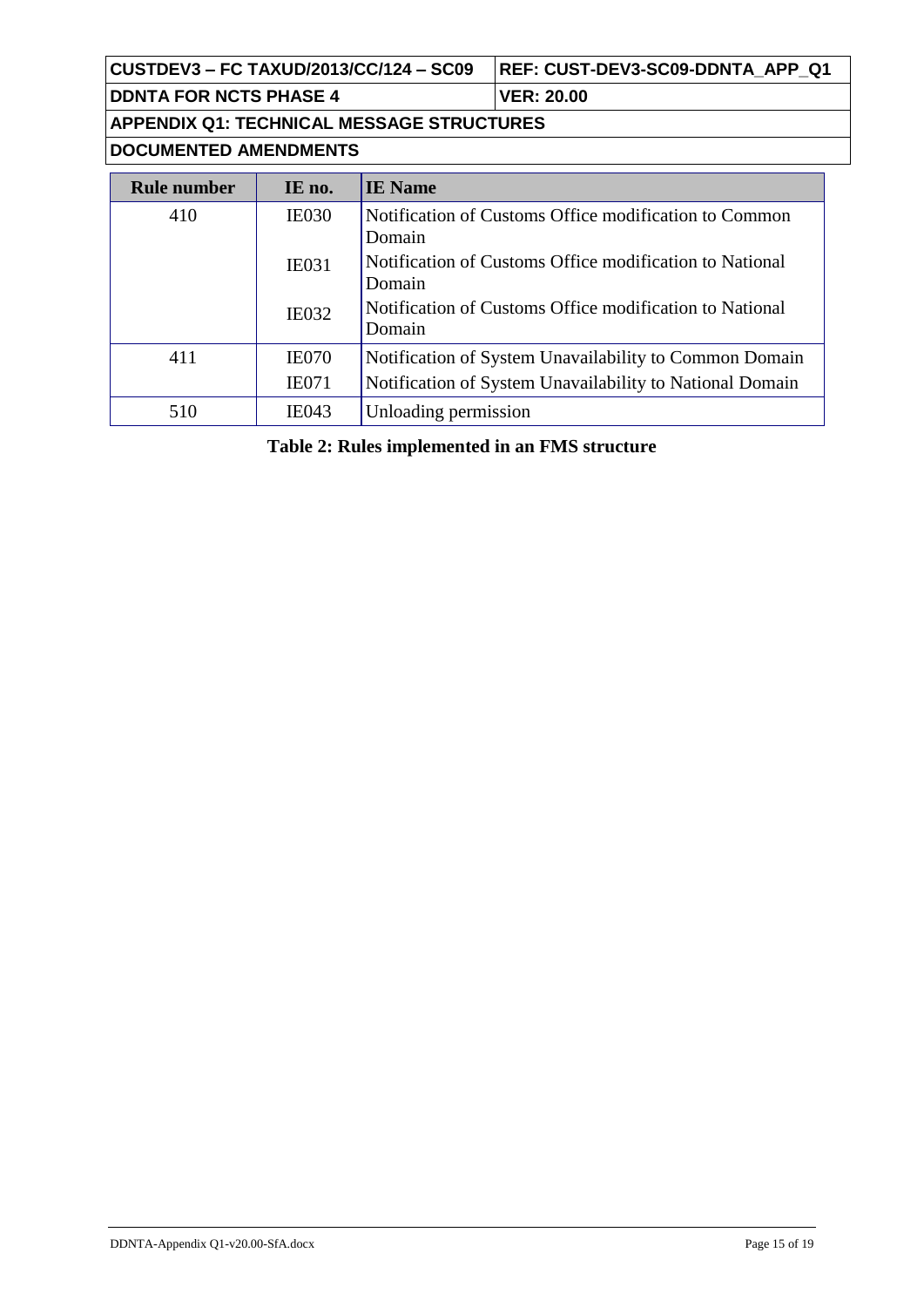| Rule number | IE no. | IE Name |
|---|---|---|
| 410 | IE030 | Notification of Customs Office modification to Common Domain |
| | IE031 | Notification of Customs Office modification to National Domain |
| | IE032 | Notification of Customs Office modification to National Domain |
| 411 | IE070 | Notification of System Unavailability to Common Domain |
| | IE071 | Notification of System Unavailability to National Domain |
| 510 | IE043 | Unloading permission |

**Table 2: Rules implemented in an FMS structure**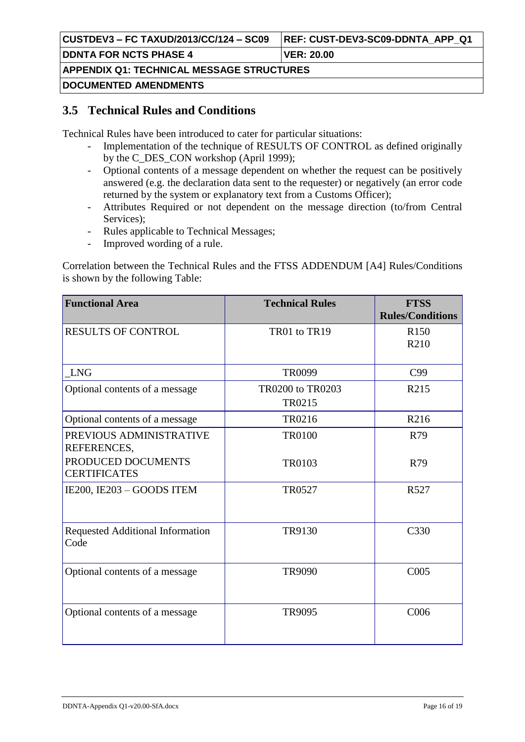## 3.5 Technical Rules and Conditions

Technical Rules have been introduced to cater for particular situations:

- Implementation of the technique of RESULTS OF CONTROL as defined originally by the C_DES_CON workshop (April 1999);
- Optional contents of a message dependent on whether the request can be positively answered (e.g. the declaration data sent to the requester) or negatively (an error code returned by the system or explanatory text from a Customs Officer);
- Attributes Required or not dependent on the message direction (to/from Central Services);
- Rules applicable to Technical Messages;
- Improved wording of a rule.

Correlation between the Technical Rules and the FTSS ADDENDUM [A4] Rules/Conditions is shown by the following Table:

| Functional Area | Technical Rules | FTSS Rules/Conditions |
|---|---|---|
| RESULTS OF CONTROL | TR01 to TR19 | R150<br>R210 |
| _LNG | TR0099 | C99 |
| Optional contents of a message | TR0200 to TR0203<br>TR0215 | R215 |
| Optional contents of a message | TR0216 | R216 |
| PREVIOUS ADMINISTRATIVE REFERENCES,<br>PRODUCED DOCUMENTS CERTIFICATES | TR0100<br>TR0103 | R79<br>R79 |
| IE200, IE203 – GOODS ITEM | TR0527 | R527 |
| Requested Additional Information Code | TR9130 | C330 |
| Optional contents of a message | TR9090 | C005 |
| Optional contents of a message | TR9095 | C006 |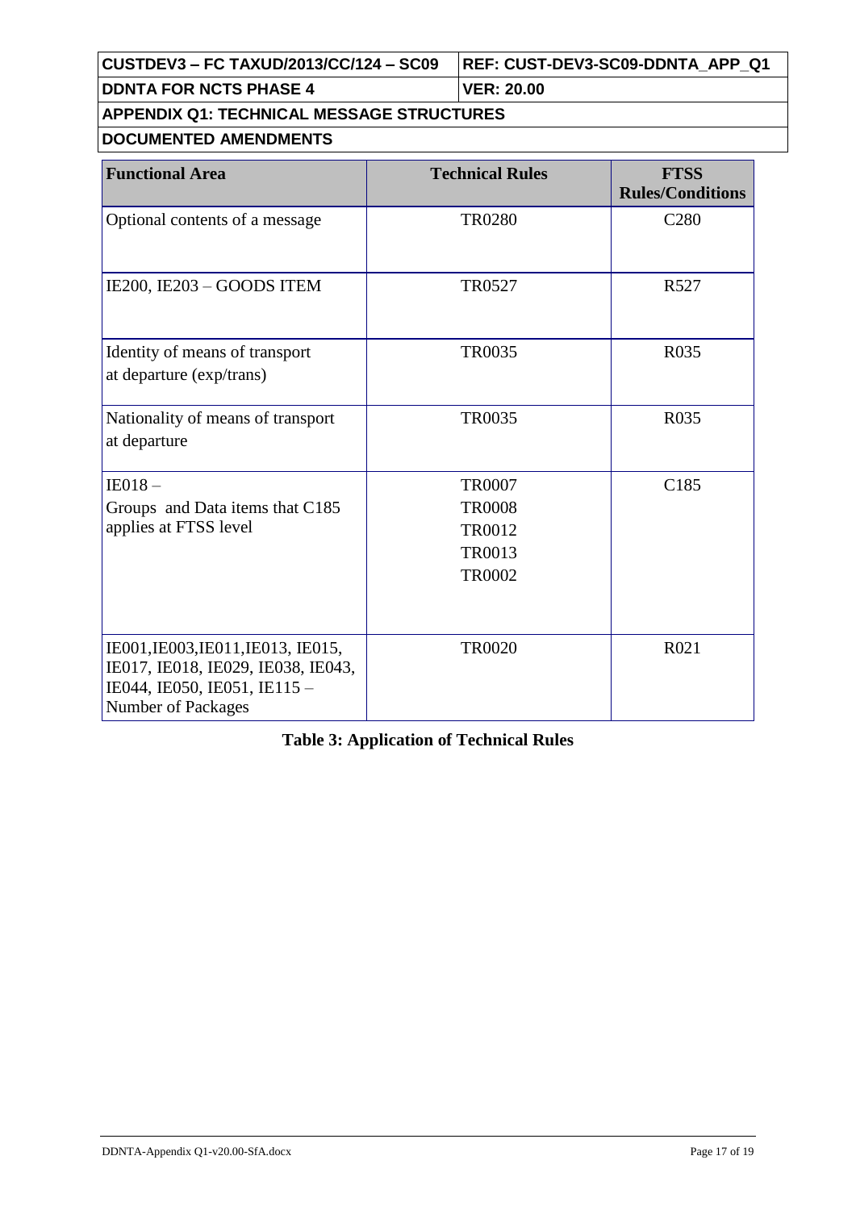| Functional Area | Technical Rules | FTSS Rules/Conditions |
|---|---|---|
| Optional contents of a message | TR0280 | C280 |
| IE200, IE203 – GOODS ITEM | TR0527 | R527 |
| Identity of means of transport at departure (exp/trans) | TR0035 | R035 |
| Nationality of means of transport at departure | TR0035 | R035 |
| IE018 – Groups and Data items that C185 applies at FTSS level | TR0007<br>TR0008<br>TR0012<br>TR0013<br>TR0002 | C185 |
| IE001,IE003,IE011,IE013, IE015, IE017, IE018, IE029, IE038, IE043, IE044, IE050, IE051, IE115 – Number of Packages | TR0020 | R021 |

**Table 3: Application of Technical Rules**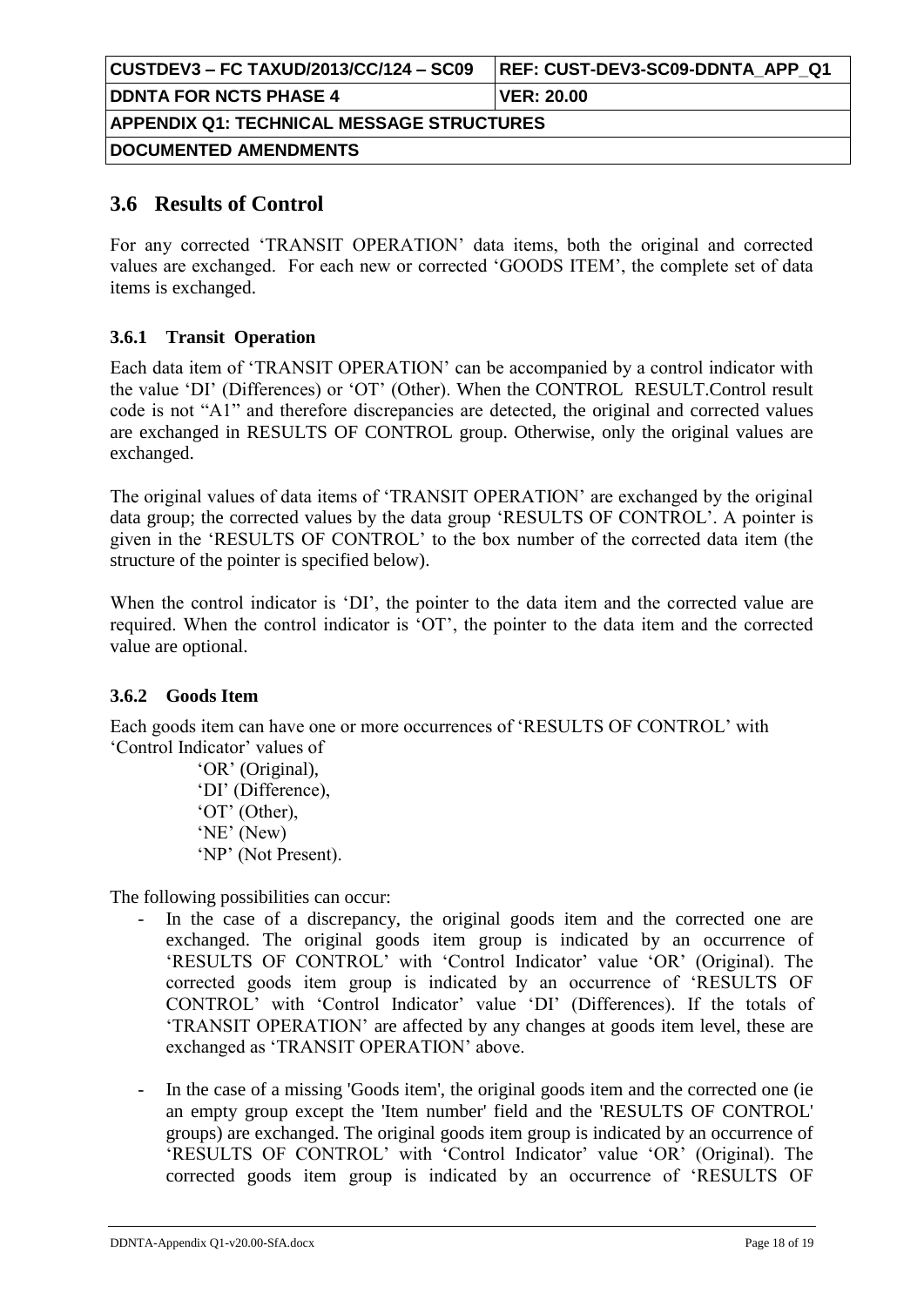## 3.6 Results of Control

For any corrected 'TRANSIT OPERATION' data items, both the original and corrected values are exchanged. For each new or corrected 'GOODS ITEM', the complete set of data items is exchanged.

### 3.6.1 Transit Operation

Each data item of 'TRANSIT OPERATION' can be accompanied by a control indicator with the value 'DI' (Differences) or 'OT' (Other). When the CONTROL RESULT.Control result code is not "A1" and therefore discrepancies are detected, the original and corrected values are exchanged in RESULTS OF CONTROL group. Otherwise, only the original values are exchanged.

The original values of data items of 'TRANSIT OPERATION' are exchanged by the original data group; the corrected values by the data group 'RESULTS OF CONTROL'. A pointer is given in the 'RESULTS OF CONTROL' to the box number of the corrected data item (the structure of the pointer is specified below).

When the control indicator is 'DI', the pointer to the data item and the corrected value are required. When the control indicator is 'OT', the pointer to the data item and the corrected value are optional.

### 3.6.2 Goods Item

Each goods item can have one or more occurrences of 'RESULTS OF CONTROL' with 'Control Indicator' values of

'OR' (Original),
'DI' (Difference),
'OT' (Other),
'NE' (New)
'NP' (Not Present).

The following possibilities can occur:

- In the case of a discrepancy, the original goods item and the corrected one are exchanged. The original goods item group is indicated by an occurrence of 'RESULTS OF CONTROL' with 'Control Indicator' value 'OR' (Original). The corrected goods item group is indicated by an occurrence of 'RESULTS OF CONTROL' with 'Control Indicator' value 'DI' (Differences). If the totals of 'TRANSIT OPERATION' are affected by any changes at goods item level, these are exchanged as 'TRANSIT OPERATION' above.

- In the case of a missing 'Goods item', the original goods item and the corrected one (ie an empty group except the 'Item number' field and the 'RESULTS OF CONTROL' groups) are exchanged. The original goods item group is indicated by an occurrence of 'RESULTS OF CONTROL' with 'Control Indicator' value 'OR' (Original). The corrected goods item group is indicated by an occurrence of 'RESULTS OF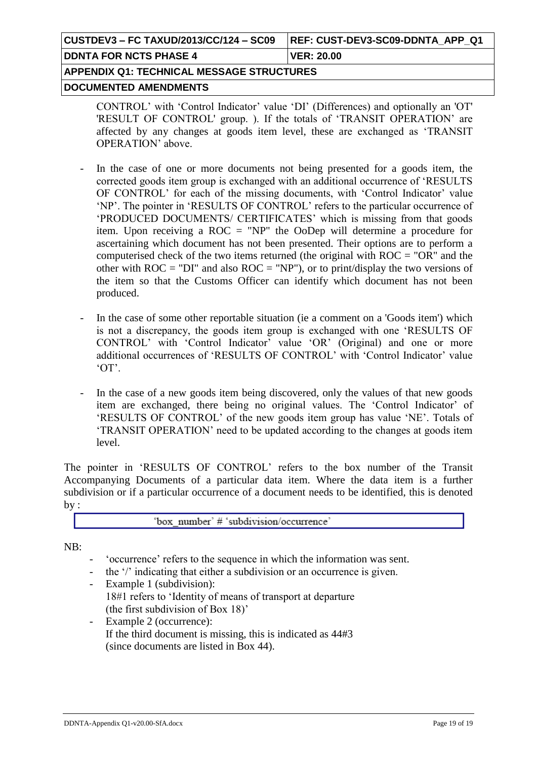CONTROL' with 'Control Indicator' value 'DI' (Differences) and optionally an 'OT' 'RESULT OF CONTROL' group. ). If the totals of 'TRANSIT OPERATION' are affected by any changes at goods item level, these are exchanged as 'TRANSIT OPERATION' above.

- In the case of one or more documents not being presented for a goods item, the corrected goods item group is exchanged with an additional occurrence of 'RESULTS OF CONTROL' for each of the missing documents, with 'Control Indicator' value 'NP'. The pointer in 'RESULTS OF CONTROL' refers to the particular occurrence of 'PRODUCED DOCUMENTS/ CERTIFICATES' which is missing from that goods item. Upon receiving a ROC = "NP" the OoDep will determine a procedure for ascertaining which document has not been presented. Their options are to perform a computerised check of the two items returned (the original with ROC = "OR" and the other with ROC = "DI" and also ROC = "NP"), or to print/display the two versions of the item so that the Customs Officer can identify which document has not been produced.

- In the case of some other reportable situation (ie a comment on a 'Goods item') which is not a discrepancy, the goods item group is exchanged with one 'RESULTS OF CONTROL' with 'Control Indicator' value 'OR' (Original) and one or more additional occurrences of 'RESULTS OF CONTROL' with 'Control Indicator' value 'OT'.

- In the case of a new goods item being discovered, only the values of that new goods item are exchanged, there being no original values. The 'Control Indicator' of 'RESULTS OF CONTROL' of the new goods item group has value 'NE'. Totals of 'TRANSIT OPERATION' need to be updated according to the changes at goods item level.

The pointer in 'RESULTS OF CONTROL' refers to the box number of the Transit Accompanying Documents of a particular data item. Where the data item is a further subdivision or if a particular occurrence of a document needs to be identified, this is denoted by :

```
'box_number' # 'subdivision/occurrence'
```

NB:

- 'occurrence' refers to the sequence in which the information was sent.
- the '/' indicating that either a subdivision or an occurrence is given.
- Example 1 (subdivision):
  18#1 refers to 'Identity of means of transport at departure (the first subdivision of Box 18)'
- Example 2 (occurrence):
  If the third document is missing, this is indicated as 44#3 (since documents are listed in Box 44).